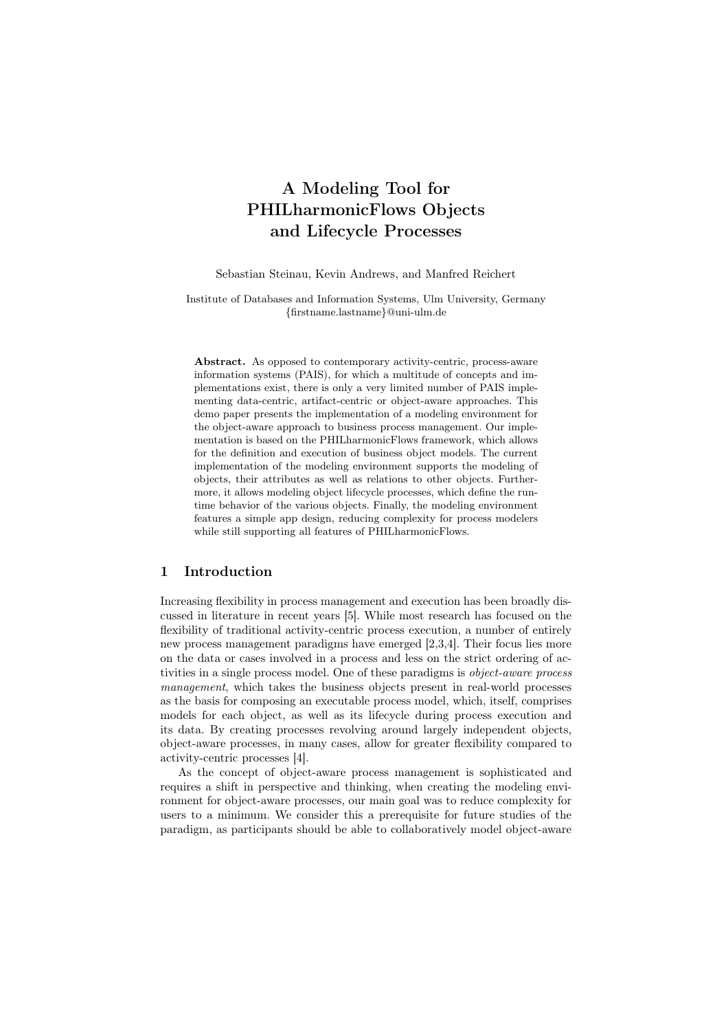# A Modeling Tool for PHILharmonicFlows Objects and Lifecycle Processes

Sebastian Steinau, Kevin Andrews, and Manfred Reichert

Institute of Databases and Information Systems, Ulm University, Germany
{firstname.lastname}@uni-ulm.de

**Abstract.** As opposed to contemporary activity-centric, process-aware information systems (PAIS), for which a multitude of concepts and implementations exist, there is only a very limited number of PAIS implementing data-centric, artifact-centric or object-aware approaches. This demo paper presents the implementation of a modeling environment for the object-aware approach to business process management. Our implementation is based on the PHILharmonicFlows framework, which allows for the definition and execution of business object models. The current implementation of the modeling environment supports the modeling of objects, their attributes as well as relations to other objects. Furthermore, it allows modeling object lifecycle processes, which define the runtime behavior of the various objects. Finally, the modeling environment features a simple app design, reducing complexity for process modelers while still supporting all features of PHILharmonicFlows.

## 1 Introduction

Increasing flexibility in process management and execution has been broadly discussed in literature in recent years [5]. While most research has focused on the flexibility of traditional activity-centric process execution, a number of entirely new process management paradigms have emerged [2,3,4]. Their focus lies more on the data or cases involved in a process and less on the strict ordering of activities in a single process model. One of these paradigms is *object-aware process management*, which takes the business objects present in real-world processes as the basis for composing an executable process model, which, itself, comprises models for each object, as well as its lifecycle during process execution and its data. By creating processes revolving around largely independent objects, object-aware processes, in many cases, allow for greater flexibility compared to activity-centric processes [4].

As the concept of object-aware process management is sophisticated and requires a shift in perspective and thinking, when creating the modeling environment for object-aware processes, our main goal was to reduce complexity for users to a minimum. We consider this a prerequisite for future studies of the paradigm, as participants should be able to collaboratively model object-aware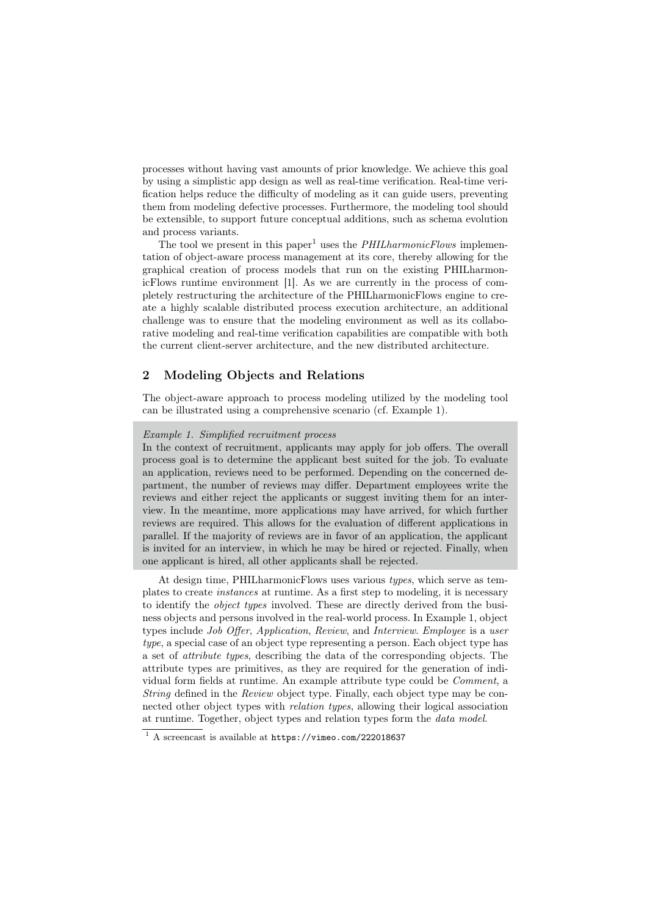processes without having vast amounts of prior knowledge. We achieve this goal by using a simplistic app design as well as real-time verification. Real-time verification helps reduce the difficulty of modeling as it can guide users, preventing them from modeling defective processes. Furthermore, the modeling tool should be extensible, to support future conceptual additions, such as schema evolution and process variants.

The tool we present in this paper[1] uses the *PHILharmonicFlows* implementation of object-aware process management at its core, thereby allowing for the graphical creation of process models that run on the existing PHILharmonicFlows runtime environment [1]. As we are currently in the process of completely restructuring the architecture of the PHILharmonicFlows engine to create a highly scalable distributed process execution architecture, an additional challenge was to ensure that the modeling environment as well as its collaborative modeling and real-time verification capabilities are compatible with both the current client-server architecture, and the new distributed architecture.

## 2 Modeling Objects and Relations

The object-aware approach to process modeling utilized by the modeling tool can be illustrated using a comprehensive scenario (cf. Example 1).

> *Example 1. Simplified recruitment process*
> In the context of recruitment, applicants may apply for job offers. The overall process goal is to determine the applicant best suited for the job. To evaluate an application, reviews need to be performed. Depending on the concerned department, the number of reviews may differ. Department employees write the reviews and either reject the applicants or suggest inviting them for an interview. In the meantime, more applications may have arrived, for which further reviews are required. This allows for the evaluation of different applications in parallel. If the majority of reviews are in favor of an application, the applicant is invited for an interview, in which he may be hired or rejected. Finally, when one applicant is hired, all other applicants shall be rejected.

At design time, PHILharmonicFlows uses various *types*, which serve as templates to create *instances* at runtime. As a first step to modeling, it is necessary to identify the *object types* involved. These are directly derived from the business objects and persons involved in the real-world process. In Example 1, object types include *Job Offer*, *Application*, *Review*, and *Interview*. *Employee* is a *user type*, a special case of an object type representing a person. Each object type has a set of *attribute types*, describing the data of the corresponding objects. The attribute types are primitives, as they are required for the generation of individual form fields at runtime. An example attribute type could be *Comment*, a *String* defined in the *Review* object type. Finally, each object type may be connected other object types with *relation types*, allowing their logical association at runtime. Together, object types and relation types form the *data model*.

[1] A screencast is available at `https://vimeo.com/222018637`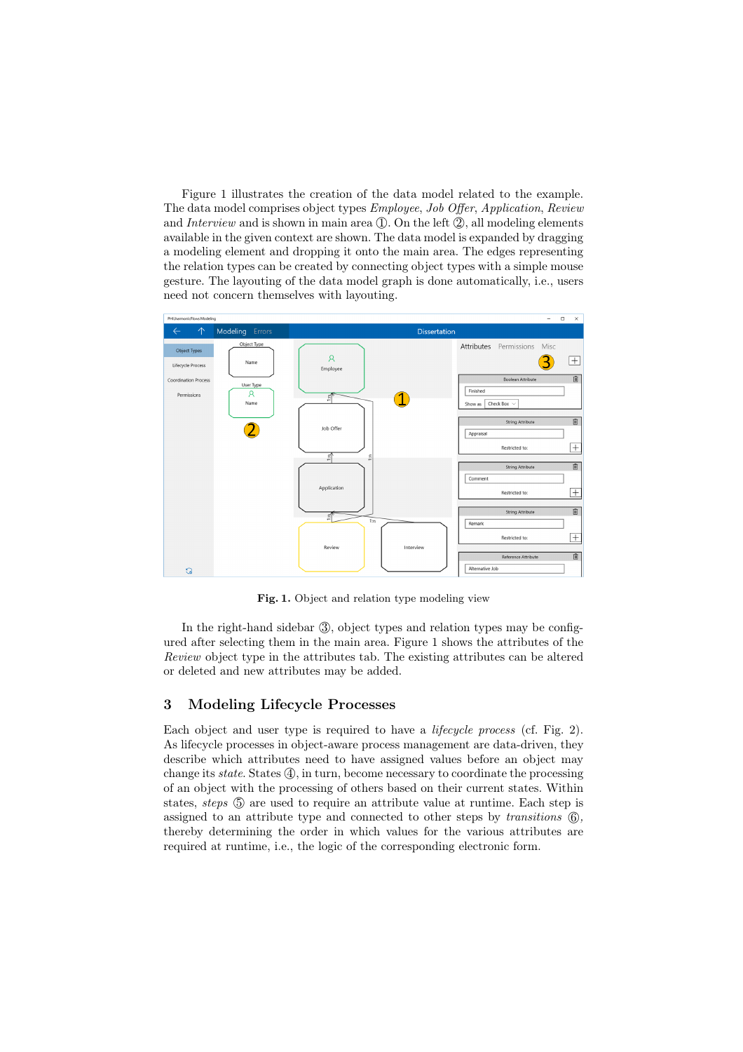Figure 1 illustrates the creation of the data model related to the example. The data model comprises object types *Employee*, *Job Offer*, *Application*, *Review* and *Interview* and is shown in main area ①. On the left ②, all modeling elements available in the given context are shown. The data model is expanded by dragging a modeling element and dropping it onto the main area. The edges representing the relation types can be created by connecting object types with a simple mouse gesture. The layouting of the data model graph is done automatically, i.e., users need not concern themselves with layouting.

**Fig. 1.** Object and relation type modeling view

In the right-hand sidebar ③, object types and relation types may be configured after selecting them in the main area. Figure 1 shows the attributes of the *Review* object type in the attributes tab. The existing attributes can be altered or deleted and new attributes may be added.

## 3 Modeling Lifecycle Processes

Each object and user type is required to have a *lifecycle process* (cf. Fig. 2). As lifecycle processes in object-aware process management are data-driven, they describe which attributes need to have assigned values before an object may change its *state*. States ④, in turn, become necessary to coordinate the processing of an object with the processing of others based on their current states. Within states, *steps* ⑤ are used to require an attribute value at runtime. Each step is assigned to an attribute type and connected to other steps by *transitions* ⑥, thereby determining the order in which values for the various attributes are required at runtime, i.e., the logic of the corresponding electronic form.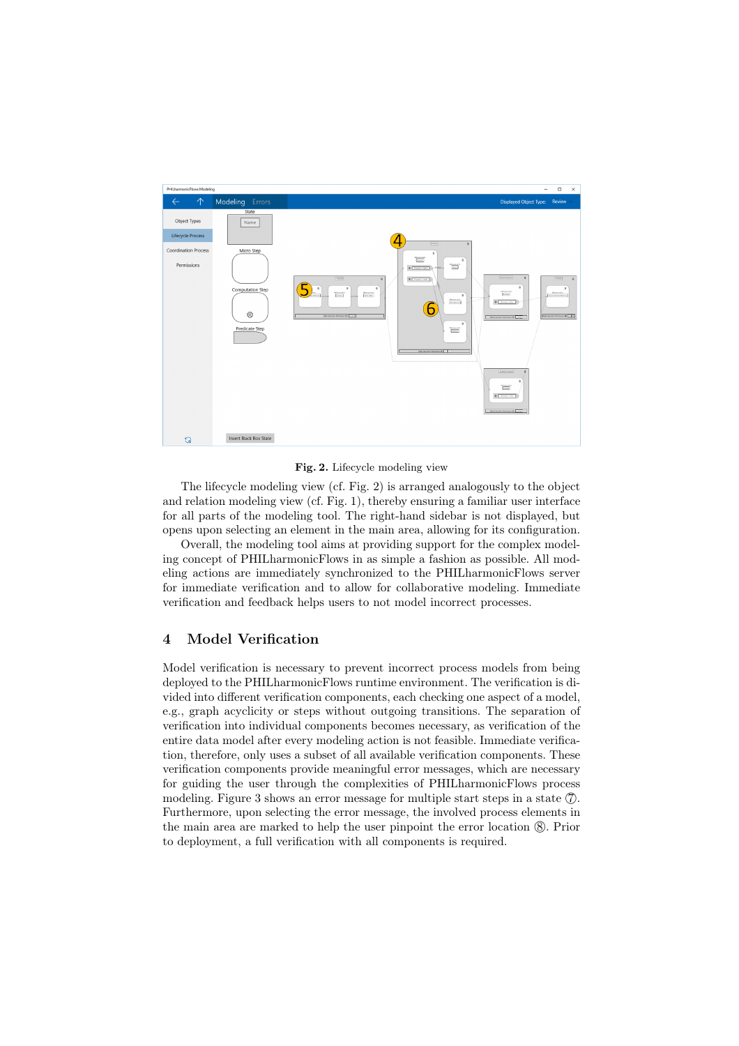**Fig. 2.** Lifecycle modeling view

The lifecycle modeling view (cf. Fig. 2) is arranged analogously to the object and relation modeling view (cf. Fig. 1), thereby ensuring a familiar user interface for all parts of the modeling tool. The right-hand sidebar is not displayed, but opens upon selecting an element in the main area, allowing for its configuration.

Overall, the modeling tool aims at providing support for the complex modeling concept of PHILharmonicFlows in as simple a fashion as possible. All modeling actions are immediately synchronized to the PHILharmonicFlows server for immediate verification and to allow for collaborative modeling. Immediate verification and feedback helps users to not model incorrect processes.

## 4 Model Verification

Model verification is necessary to prevent incorrect process models from being deployed to the PHILharmonicFlows runtime environment. The verification is divided into different verification components, each checking one aspect of a model, e.g., graph acyclicity or steps without outgoing transitions. The separation of verification into individual components becomes necessary, as verification of the entire data model after every modeling action is not feasible. Immediate verification, therefore, only uses a subset of all available verification components. These verification components provide meaningful error messages, which are necessary for guiding the user through the complexities of PHILharmonicFlows process modeling. Figure 3 shows an error message for multiple start steps in a state ⑦. Furthermore, upon selecting the error message, the involved process elements in the main area are marked to help the user pinpoint the error location ⑧. Prior to deployment, a full verification with all components is required.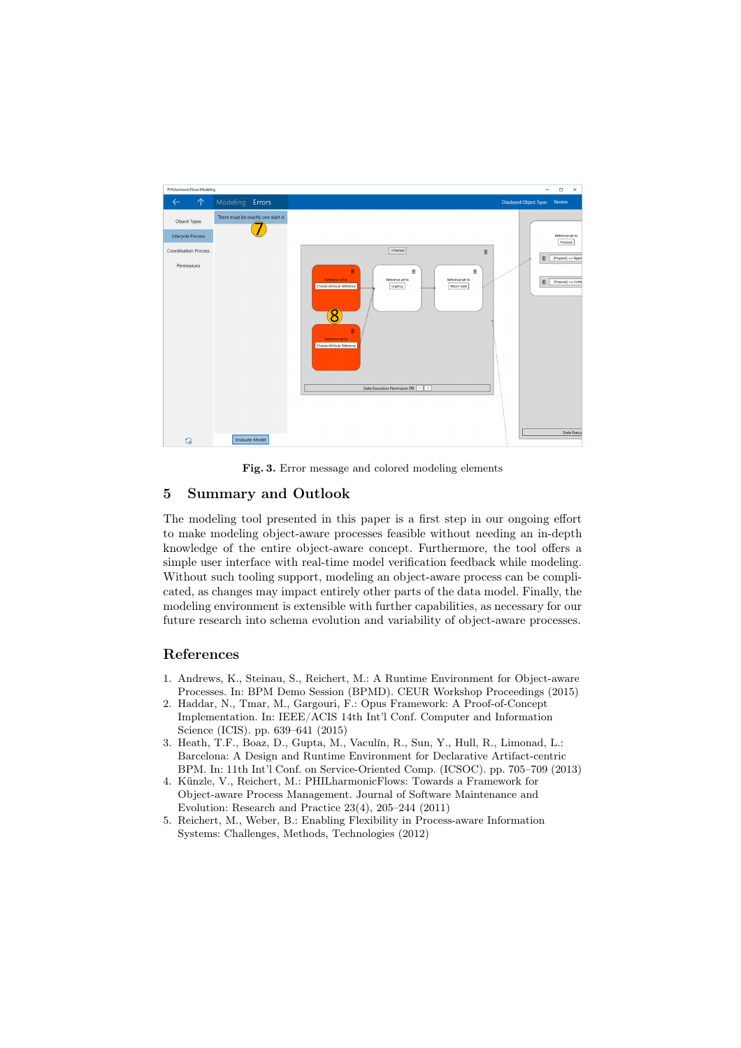Fig. 3. Error message and colored modeling elements

## 5 Summary and Outlook

The modeling tool presented in this paper is a first step in our ongoing effort to make modeling object-aware processes feasible without needing an in-depth knowledge of the entire object-aware concept. Furthermore, the tool offers a simple user interface with real-time model verification feedback while modeling. Without such tooling support, modeling an object-aware process can be complicated, as changes may impact entirely other parts of the data model. Finally, the modeling environment is extensible with further capabilities, as necessary for our future research into schema evolution and variability of object-aware processes.

## References

1. Andrews, K., Steinau, S., Reichert, M.: A Runtime Environment for Object-aware Processes. In: BPM Demo Session (BPMD). CEUR Workshop Proceedings (2015)
2. Haddar, N., Tmar, M., Gargouri, F.: Opus Framework: A Proof-of-Concept Implementation. In: IEEE/ACIS 14th Int'l Conf. Computer and Information Science (ICIS). pp. 639–641 (2015)
3. Heath, T.F., Boaz, D., Gupta, M., Vaculín, R., Sun, Y., Hull, R., Limonad, L.: Barcelona: A Design and Runtime Environment for Declarative Artifact-centric BPM. In: 11th Int'l Conf. on Service-Oriented Comp. (ICSOC). pp. 705–709 (2013)
4. Künzle, V., Reichert, M.: PHILharmonicFlows: Towards a Framework for Object-aware Process Management. Journal of Software Maintenance and Evolution: Research and Practice 23(4), 205–244 (2011)
5. Reichert, M., Weber, B.: Enabling Flexibility in Process-aware Information Systems: Challenges, Methods, Technologies (2012)